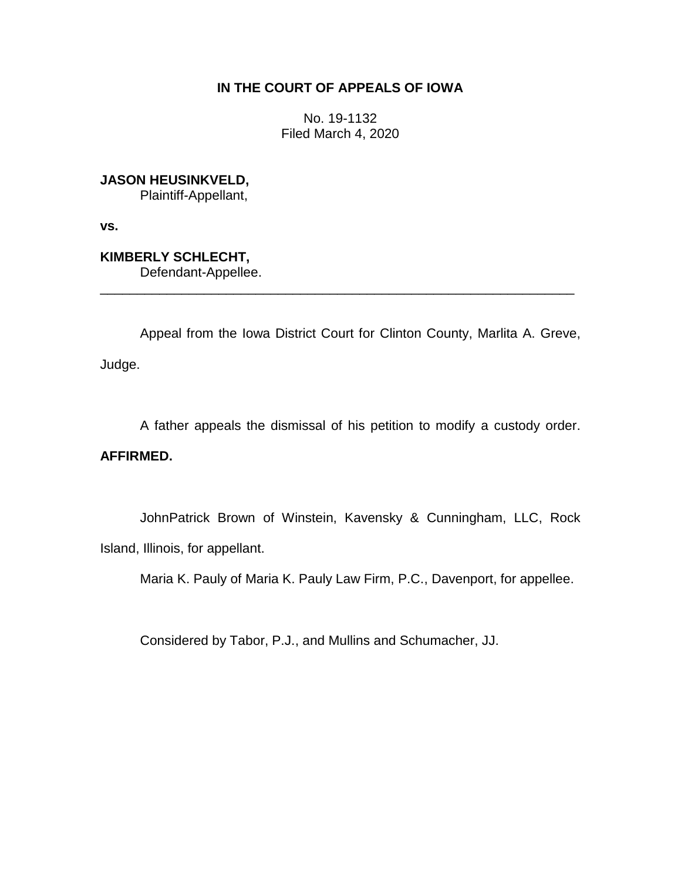**IN THE COURT OF APPEALS OF IOWA**

No. 19-1132
Filed March 4, 2020

**JASON HEUSINKVELD,**
Plaintiff-Appellant,

**vs.**

**KIMBERLY SCHLECHT,**
Defendant-Appellee.

---

Appeal from the Iowa District Court for Clinton County, Marlita A. Greve, Judge.

A father appeals the dismissal of his petition to modify a custody order. **AFFIRMED.**

JohnPatrick Brown of Winstein, Kavensky & Cunningham, LLC, Rock Island, Illinois, for appellant.

Maria K. Pauly of Maria K. Pauly Law Firm, P.C., Davenport, for appellee.

Considered by Tabor, P.J., and Mullins and Schumacher, JJ.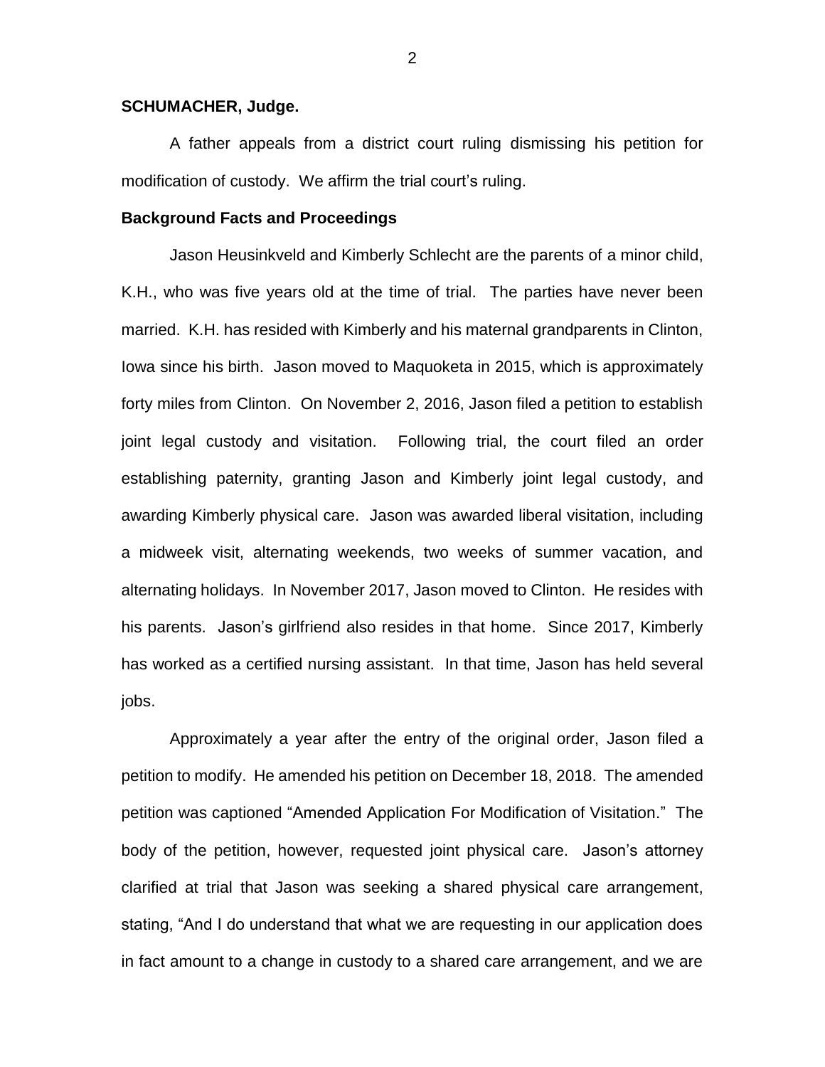**SCHUMACHER, Judge.**

A father appeals from a district court ruling dismissing his petition for modification of custody. We affirm the trial court's ruling.

**Background Facts and Proceedings**

Jason Heusinkveld and Kimberly Schlecht are the parents of a minor child, K.H., who was five years old at the time of trial. The parties have never been married. K.H. has resided with Kimberly and his maternal grandparents in Clinton, Iowa since his birth. Jason moved to Maquoketa in 2015, which is approximately forty miles from Clinton. On November 2, 2016, Jason filed a petition to establish joint legal custody and visitation. Following trial, the court filed an order establishing paternity, granting Jason and Kimberly joint legal custody, and awarding Kimberly physical care. Jason was awarded liberal visitation, including a midweek visit, alternating weekends, two weeks of summer vacation, and alternating holidays. In November 2017, Jason moved to Clinton. He resides with his parents. Jason's girlfriend also resides in that home. Since 2017, Kimberly has worked as a certified nursing assistant. In that time, Jason has held several jobs.

Approximately a year after the entry of the original order, Jason filed a petition to modify. He amended his petition on December 18, 2018. The amended petition was captioned "Amended Application For Modification of Visitation." The body of the petition, however, requested joint physical care. Jason's attorney clarified at trial that Jason was seeking a shared physical care arrangement, stating, "And I do understand that what we are requesting in our application does in fact amount to a change in custody to a shared care arrangement, and we are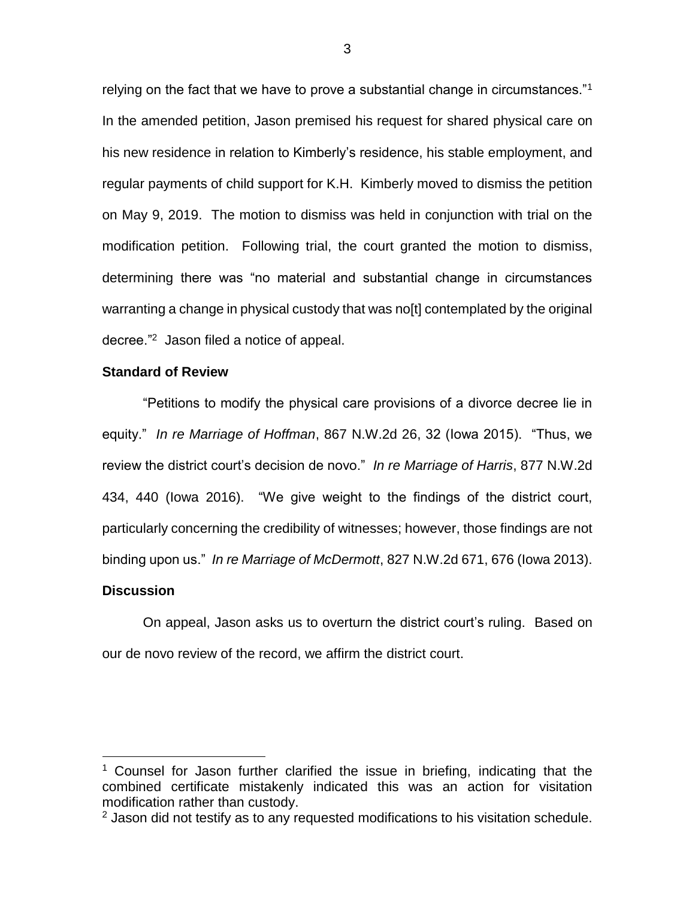relying on the fact that we have to prove a substantial change in circumstances."[1] In the amended petition, Jason premised his request for shared physical care on his new residence in relation to Kimberly's residence, his stable employment, and regular payments of child support for K.H. Kimberly moved to dismiss the petition on May 9, 2019. The motion to dismiss was held in conjunction with trial on the modification petition. Following trial, the court granted the motion to dismiss, determining there was "no material and substantial change in circumstances warranting a change in physical custody that was no[t] contemplated by the original decree."[2] Jason filed a notice of appeal.

**Standard of Review**

"Petitions to modify the physical care provisions of a divorce decree lie in equity." *In re Marriage of Hoffman*, 867 N.W.2d 26, 32 (Iowa 2015). "Thus, we review the district court's decision de novo." *In re Marriage of Harris*, 877 N.W.2d 434, 440 (Iowa 2016). "We give weight to the findings of the district court, particularly concerning the credibility of witnesses; however, those findings are not binding upon us." *In re Marriage of McDermott*, 827 N.W.2d 671, 676 (Iowa 2013).

**Discussion**

On appeal, Jason asks us to overturn the district court's ruling. Based on our de novo review of the record, we affirm the district court.

---

[1] Counsel for Jason further clarified the issue in briefing, indicating that the combined certificate mistakenly indicated this was an action for visitation modification rather than custody.

[2] Jason did not testify as to any requested modifications to his visitation schedule.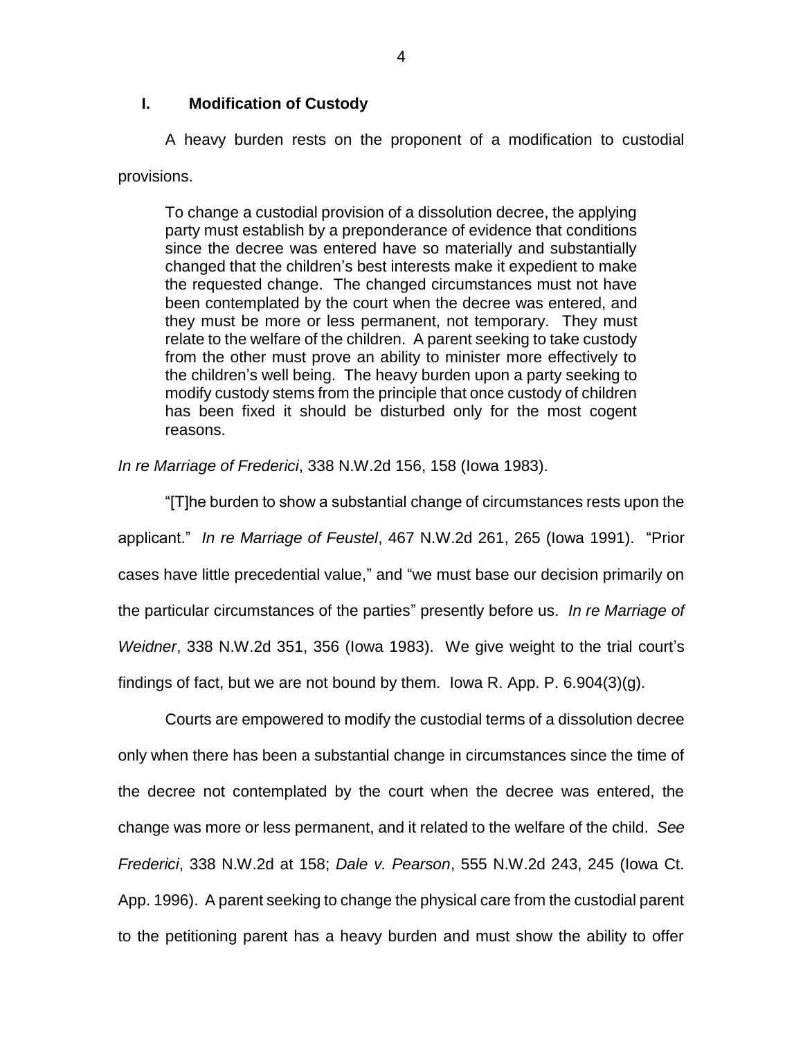## I. Modification of Custody

A heavy burden rests on the proponent of a modification to custodial provisions.

> To change a custodial provision of a dissolution decree, the applying party must establish by a preponderance of evidence that conditions since the decree was entered have so materially and substantially changed that the children's best interests make it expedient to make the requested change. The changed circumstances must not have been contemplated by the court when the decree was entered, and they must be more or less permanent, not temporary. They must relate to the welfare of the children. A parent seeking to take custody from the other must prove an ability to minister more effectively to the children's well being. The heavy burden upon a party seeking to modify custody stems from the principle that once custody of children has been fixed it should be disturbed only for the most cogent reasons.

*In re Marriage of Frederici*, 338 N.W.2d 156, 158 (Iowa 1983).

"[T]he burden to show a substantial change of circumstances rests upon the applicant." *In re Marriage of Feustel*, 467 N.W.2d 261, 265 (Iowa 1991). "Prior cases have little precedential value," and "we must base our decision primarily on the particular circumstances of the parties" presently before us. *In re Marriage of Weidner*, 338 N.W.2d 351, 356 (Iowa 1983). We give weight to the trial court's findings of fact, but we are not bound by them. Iowa R. App. P. 6.904(3)(g).

Courts are empowered to modify the custodial terms of a dissolution decree only when there has been a substantial change in circumstances since the time of the decree not contemplated by the court when the decree was entered, the change was more or less permanent, and it related to the welfare of the child. *See Frederici*, 338 N.W.2d at 158; *Dale v. Pearson*, 555 N.W.2d 243, 245 (Iowa Ct. App. 1996). A parent seeking to change the physical care from the custodial parent to the petitioning parent has a heavy burden and must show the ability to offer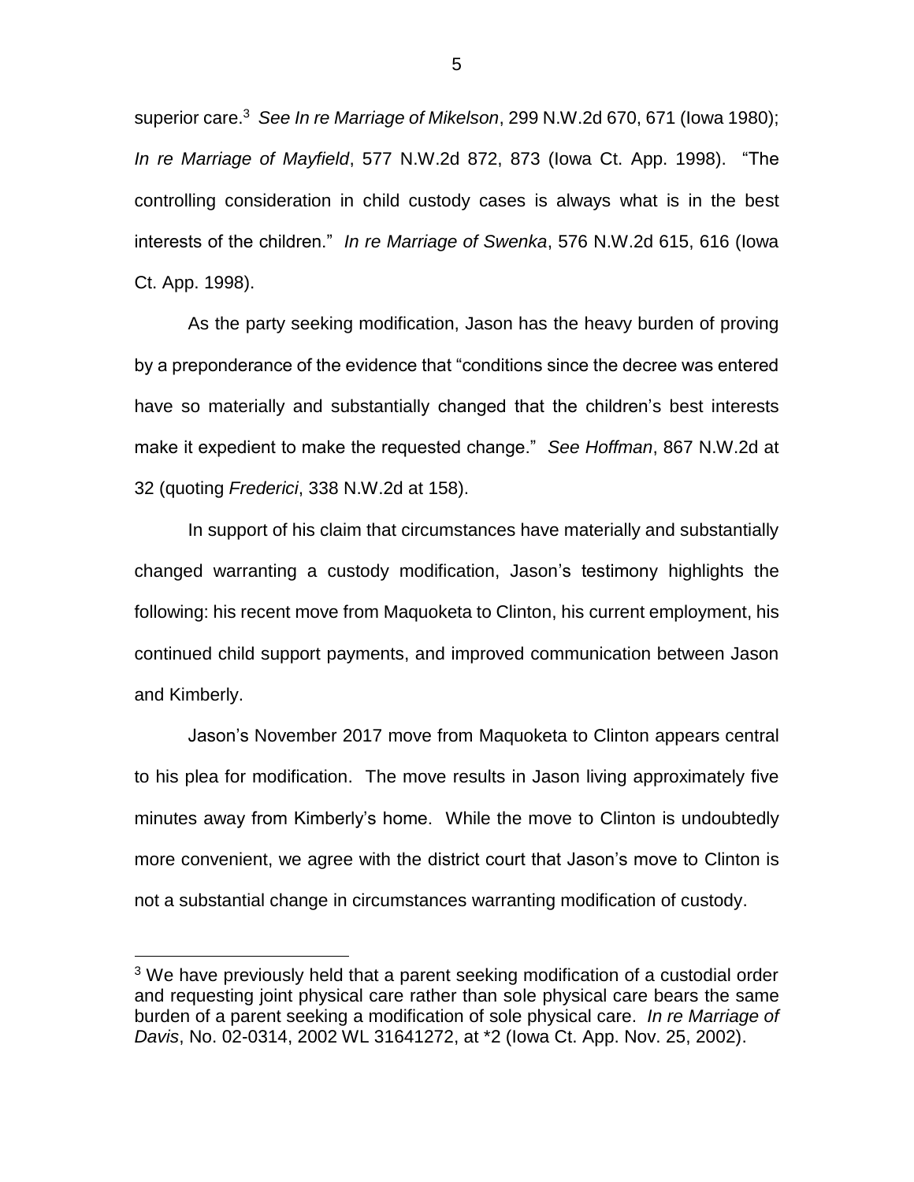superior care.[3] *See In re Marriage of Mikelson*, 299 N.W.2d 670, 671 (Iowa 1980); *In re Marriage of Mayfield*, 577 N.W.2d 872, 873 (Iowa Ct. App. 1998). "The controlling consideration in child custody cases is always what is in the best interests of the children." *In re Marriage of Swenka*, 576 N.W.2d 615, 616 (Iowa Ct. App. 1998).

As the party seeking modification, Jason has the heavy burden of proving by a preponderance of the evidence that "conditions since the decree was entered have so materially and substantially changed that the children's best interests make it expedient to make the requested change." *See Hoffman*, 867 N.W.2d at 32 (quoting *Frederici*, 338 N.W.2d at 158).

In support of his claim that circumstances have materially and substantially changed warranting a custody modification, Jason's testimony highlights the following: his recent move from Maquoketa to Clinton, his current employment, his continued child support payments, and improved communication between Jason and Kimberly.

Jason's November 2017 move from Maquoketa to Clinton appears central to his plea for modification. The move results in Jason living approximately five minutes away from Kimberly's home. While the move to Clinton is undoubtedly more convenient, we agree with the district court that Jason's move to Clinton is not a substantial change in circumstances warranting modification of custody.

[3] We have previously held that a parent seeking modification of a custodial order and requesting joint physical care rather than sole physical care bears the same burden of a parent seeking a modification of sole physical care. *In re Marriage of Davis*, No. 02-0314, 2002 WL 31641272, at *2 (Iowa Ct. App. Nov. 25, 2002).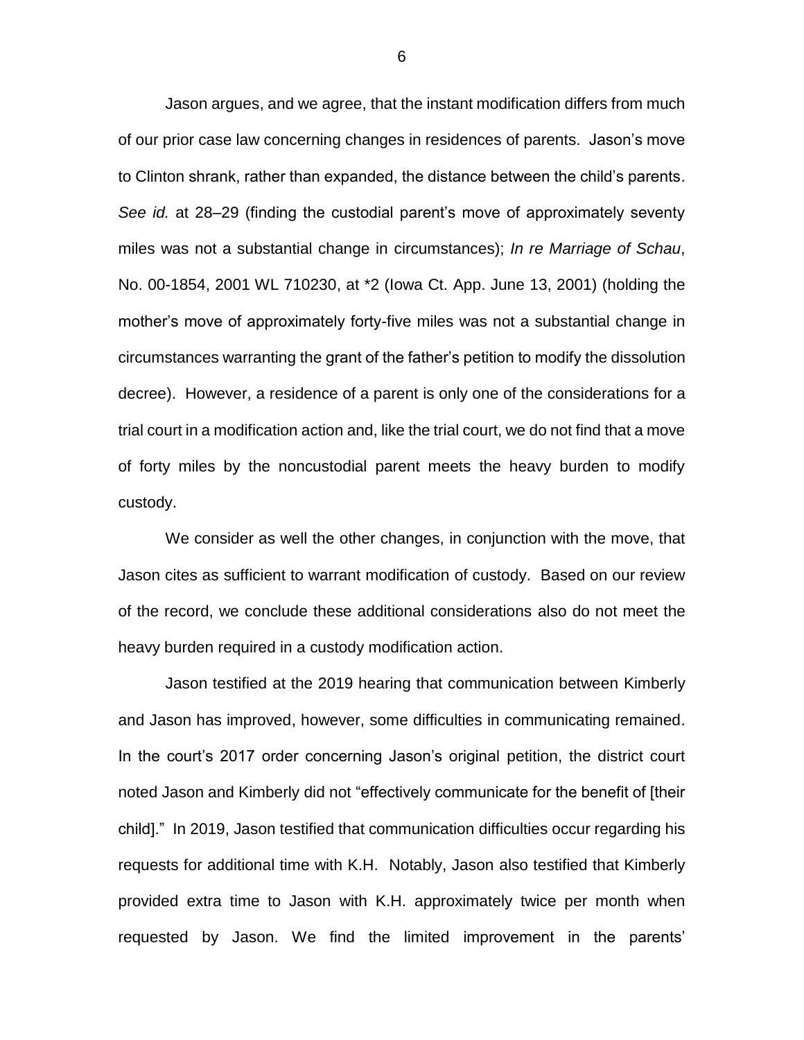Jason argues, and we agree, that the instant modification differs from much of our prior case law concerning changes in residences of parents. Jason's move to Clinton shrank, rather than expanded, the distance between the child's parents. *See id.* at 28–29 (finding the custodial parent's move of approximately seventy miles was not a substantial change in circumstances); *In re Marriage of Schau*, No. 00-1854, 2001 WL 710230, at *2 (Iowa Ct. App. June 13, 2001) (holding the mother's move of approximately forty-five miles was not a substantial change in circumstances warranting the grant of the father's petition to modify the dissolution decree). However, a residence of a parent is only one of the considerations for a trial court in a modification action and, like the trial court, we do not find that a move of forty miles by the noncustodial parent meets the heavy burden to modify custody.

We consider as well the other changes, in conjunction with the move, that Jason cites as sufficient to warrant modification of custody. Based on our review of the record, we conclude these additional considerations also do not meet the heavy burden required in a custody modification action.

Jason testified at the 2019 hearing that communication between Kimberly and Jason has improved, however, some difficulties in communicating remained. In the court's 2017 order concerning Jason's original petition, the district court noted Jason and Kimberly did not "effectively communicate for the benefit of [their child]." In 2019, Jason testified that communication difficulties occur regarding his requests for additional time with K.H. Notably, Jason also testified that Kimberly provided extra time to Jason with K.H. approximately twice per month when requested by Jason. We find the limited improvement in the parents'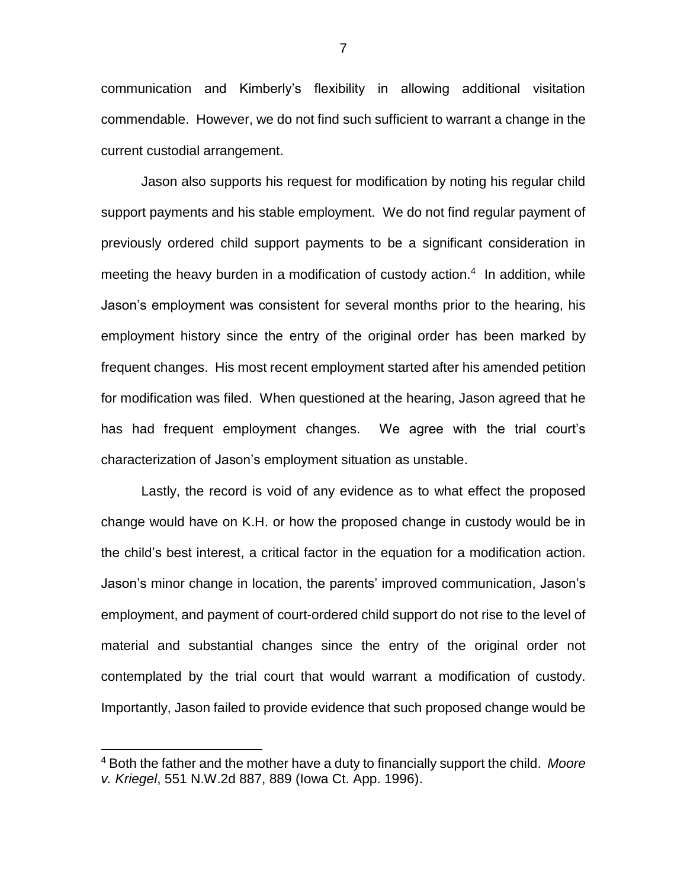communication and Kimberly's flexibility in allowing additional visitation commendable. However, we do not find such sufficient to warrant a change in the current custodial arrangement.

Jason also supports his request for modification by noting his regular child support payments and his stable employment. We do not find regular payment of previously ordered child support payments to be a significant consideration in meeting the heavy burden in a modification of custody action.[4] In addition, while Jason's employment was consistent for several months prior to the hearing, his employment history since the entry of the original order has been marked by frequent changes. His most recent employment started after his amended petition for modification was filed. When questioned at the hearing, Jason agreed that he has had frequent employment changes. We agree with the trial court's characterization of Jason's employment situation as unstable.

Lastly, the record is void of any evidence as to what effect the proposed change would have on K.H. or how the proposed change in custody would be in the child's best interest, a critical factor in the equation for a modification action. Jason's minor change in location, the parents' improved communication, Jason's employment, and payment of court-ordered child support do not rise to the level of material and substantial changes since the entry of the original order not contemplated by the trial court that would warrant a modification of custody. Importantly, Jason failed to provide evidence that such proposed change would be

---

[4] Both the father and the mother have a duty to financially support the child. *Moore v. Kriegel*, 551 N.W.2d 887, 889 (Iowa Ct. App. 1996).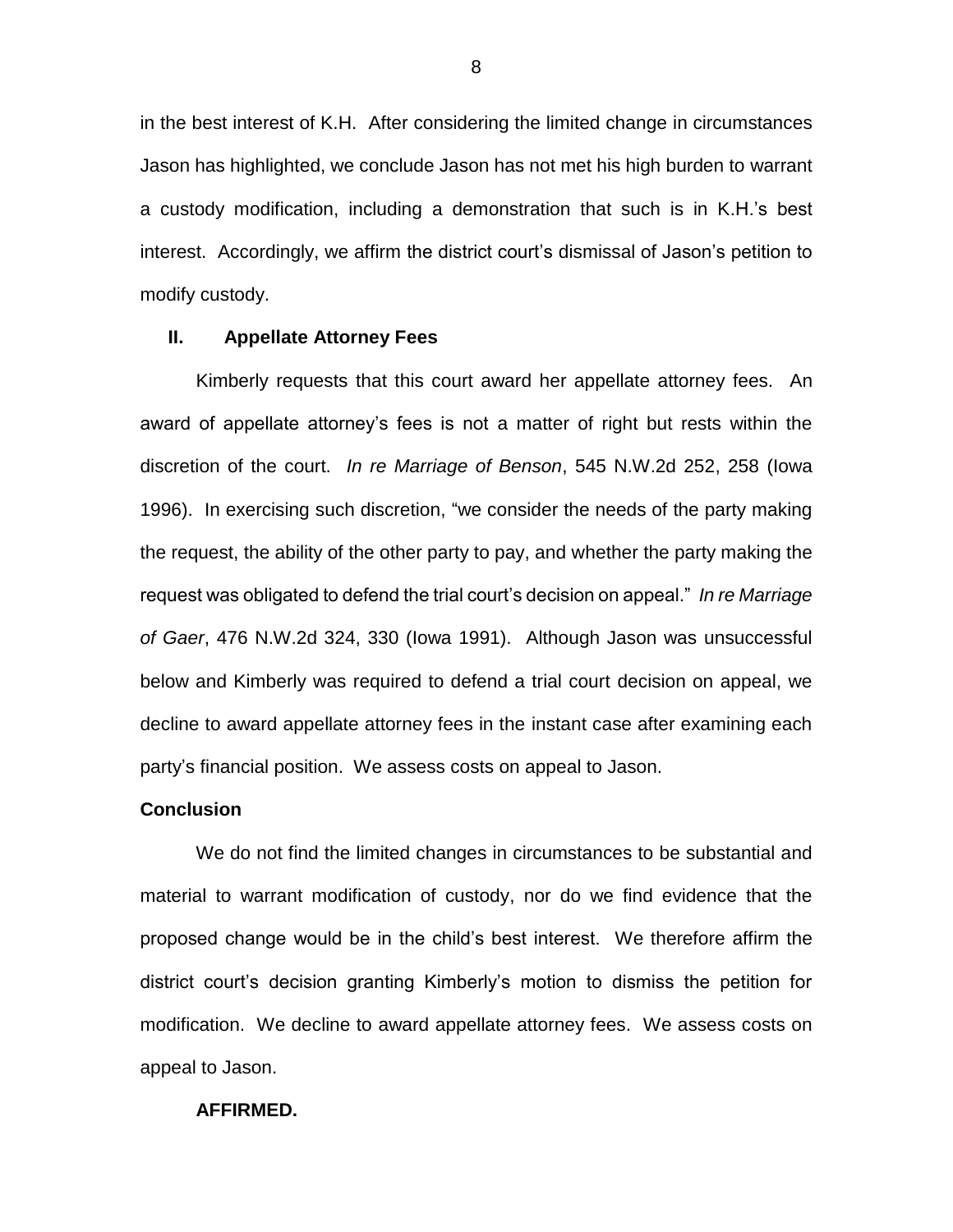in the best interest of K.H. After considering the limited change in circumstances Jason has highlighted, we conclude Jason has not met his high burden to warrant a custody modification, including a demonstration that such is in K.H.'s best interest. Accordingly, we affirm the district court's dismissal of Jason's petition to modify custody.

## II. Appellate Attorney Fees

Kimberly requests that this court award her appellate attorney fees. An award of appellate attorney's fees is not a matter of right but rests within the discretion of the court. *In re Marriage of Benson*, 545 N.W.2d 252, 258 (Iowa 1996). In exercising such discretion, "we consider the needs of the party making the request, the ability of the other party to pay, and whether the party making the request was obligated to defend the trial court's decision on appeal." *In re Marriage of Gaer*, 476 N.W.2d 324, 330 (Iowa 1991). Although Jason was unsuccessful below and Kimberly was required to defend a trial court decision on appeal, we decline to award appellate attorney fees in the instant case after examining each party's financial position. We assess costs on appeal to Jason.

## Conclusion

We do not find the limited changes in circumstances to be substantial and material to warrant modification of custody, nor do we find evidence that the proposed change would be in the child's best interest. We therefore affirm the district court's decision granting Kimberly's motion to dismiss the petition for modification. We decline to award appellate attorney fees. We assess costs on appeal to Jason.

**AFFIRMED.**